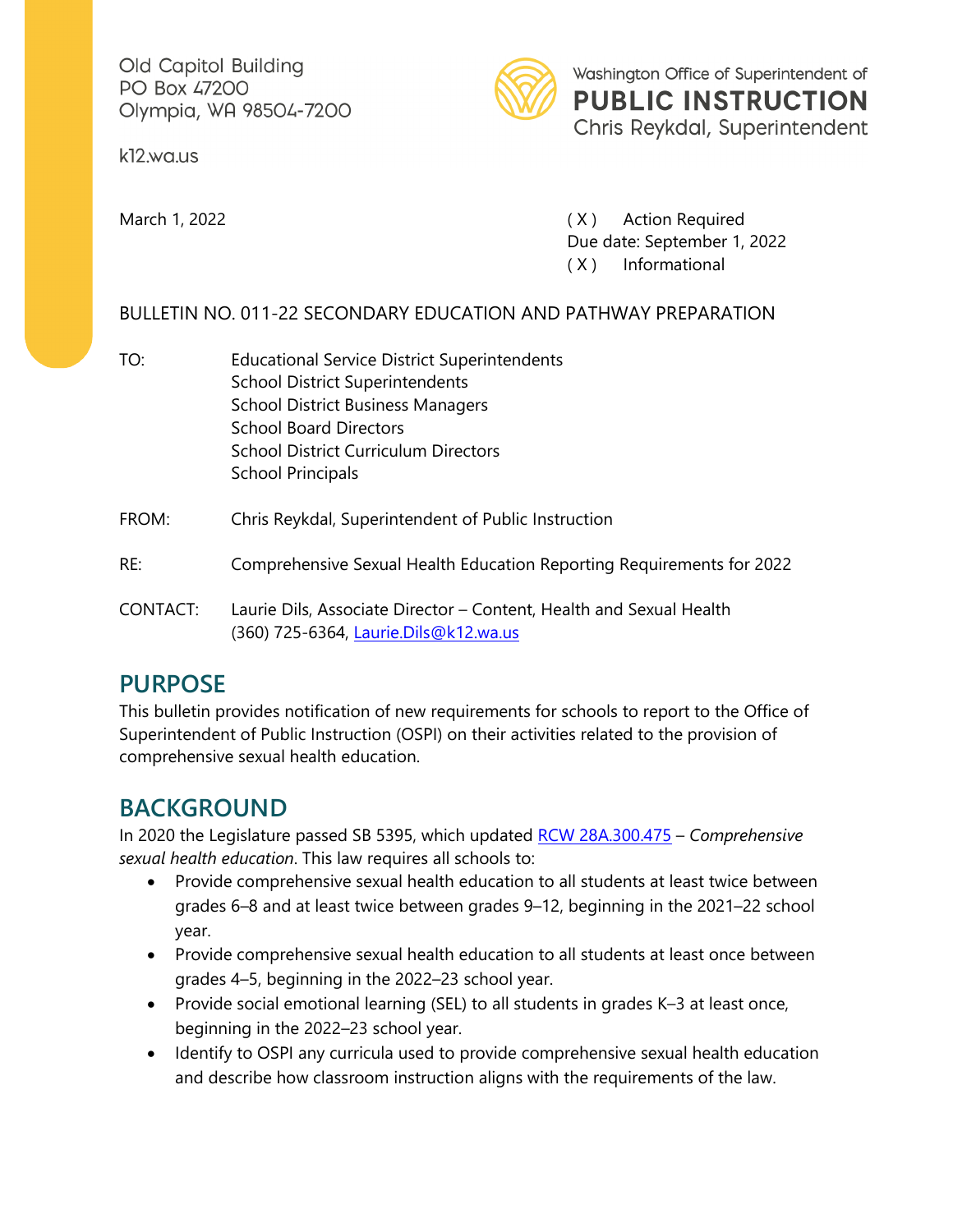Old Capitol Building
PO Box 47200
Olympia, WA 98504-7200

k12.wa.us

Washington Office of Superintendent of
**PUBLIC INSTRUCTION**
Chris Reykdal, Superintendent

March 1, 2022

( X ) Action Required
Due date: September 1, 2022
( X ) Informational

BULLETIN NO. 011-22 SECONDARY EDUCATION AND PATHWAY PREPARATION

TO: Educational Service District Superintendents
School District Superintendents
School District Business Managers
School Board Directors
School District Curriculum Directors
School Principals

FROM: Chris Reykdal, Superintendent of Public Instruction

RE: Comprehensive Sexual Health Education Reporting Requirements for 2022

CONTACT: Laurie Dils, Associate Director – Content, Health and Sexual Health
(360) 725-6364, Laurie.Dils@k12.wa.us

## PURPOSE

This bulletin provides notification of new requirements for schools to report to the Office of Superintendent of Public Instruction (OSPI) on their activities related to the provision of comprehensive sexual health education.

## BACKGROUND

In 2020 the Legislature passed SB 5395, which updated RCW 28A.300.475 – *Comprehensive sexual health education*. This law requires all schools to:

- Provide comprehensive sexual health education to all students at least twice between grades 6–8 and at least twice between grades 9–12, beginning in the 2021–22 school year.
- Provide comprehensive sexual health education to all students at least once between grades 4–5, beginning in the 2022–23 school year.
- Provide social emotional learning (SEL) to all students in grades K–3 at least once, beginning in the 2022–23 school year.
- Identify to OSPI any curricula used to provide comprehensive sexual health education and describe how classroom instruction aligns with the requirements of the law.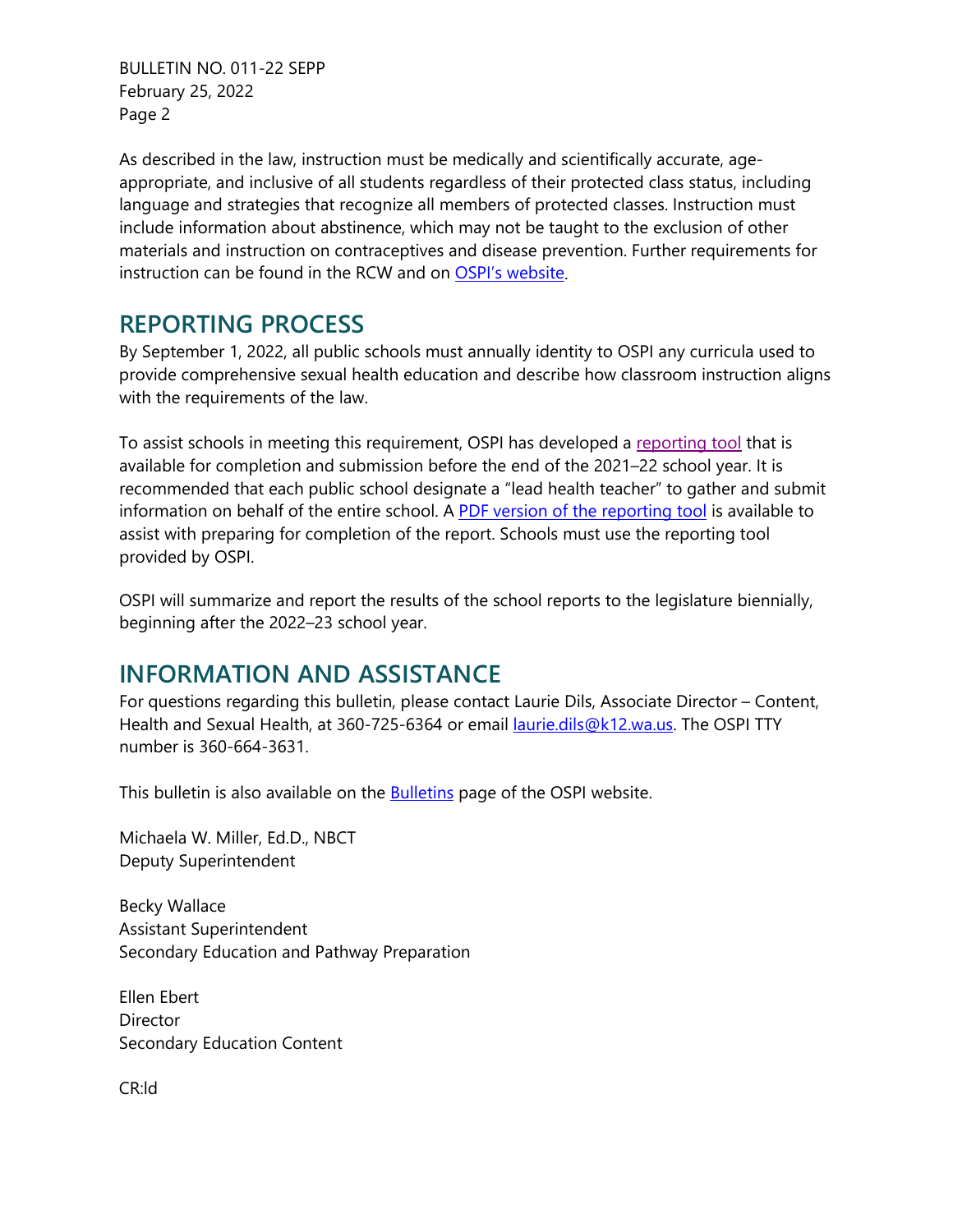As described in the law, instruction must be medically and scientifically accurate, age-appropriate, and inclusive of all students regardless of their protected class status, including language and strategies that recognize all members of protected classes. Instruction must include information about abstinence, which may not be taught to the exclusion of other materials and instruction on contraceptives and disease prevention. Further requirements for instruction can be found in the RCW and on OSPI's website.

## REPORTING PROCESS

By September 1, 2022, all public schools must annually identity to OSPI any curricula used to provide comprehensive sexual health education and describe how classroom instruction aligns with the requirements of the law.

To assist schools in meeting this requirement, OSPI has developed a reporting tool that is available for completion and submission before the end of the 2021–22 school year. It is recommended that each public school designate a "lead health teacher" to gather and submit information on behalf of the entire school. A PDF version of the reporting tool is available to assist with preparing for completion of the report. Schools must use the reporting tool provided by OSPI.

OSPI will summarize and report the results of the school reports to the legislature biennially, beginning after the 2022–23 school year.

## INFORMATION AND ASSISTANCE

For questions regarding this bulletin, please contact Laurie Dils, Associate Director – Content, Health and Sexual Health, at 360-725-6364 or email laurie.dils@k12.wa.us. The OSPI TTY number is 360-664-3631.

This bulletin is also available on the Bulletins page of the OSPI website.

Michaela W. Miller, Ed.D., NBCT
Deputy Superintendent

Becky Wallace
Assistant Superintendent
Secondary Education and Pathway Preparation

Ellen Ebert
Director
Secondary Education Content

CR:ld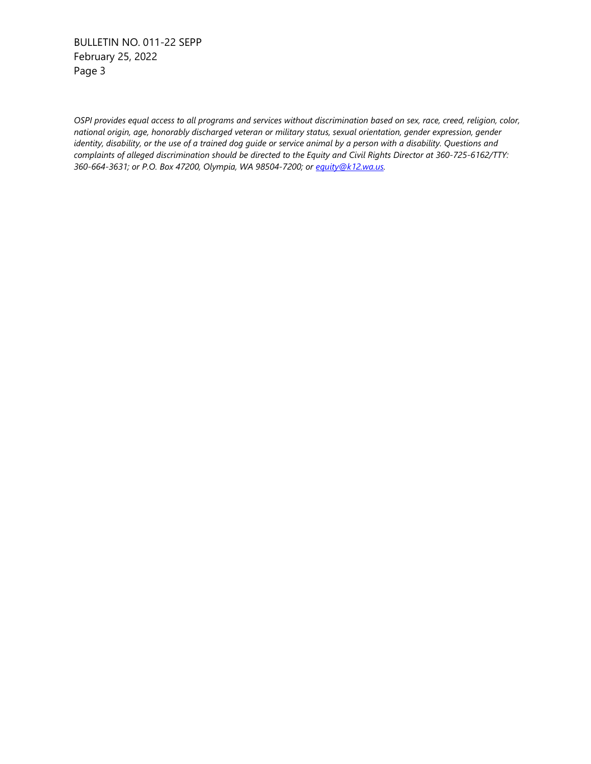*OSPI provides equal access to all programs and services without discrimination based on sex, race, creed, religion, color, national origin, age, honorably discharged veteran or military status, sexual orientation, gender expression, gender identity, disability, or the use of a trained dog guide or service animal by a person with a disability. Questions and complaints of alleged discrimination should be directed to the Equity and Civil Rights Director at 360-725-6162/TTY: 360-664-3631; or P.O. Box 47200, Olympia, WA 98504-7200; or [equity@k12.wa.us](mailto:equity@k12.wa.us).*